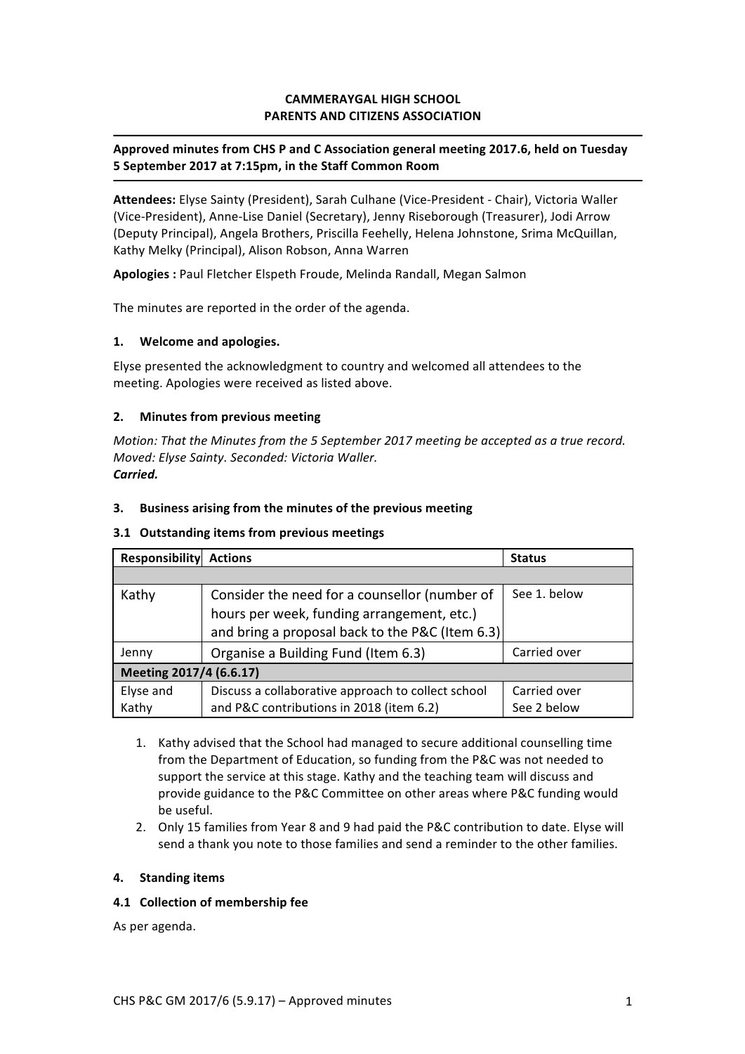**CAMMERAYGAL HIGH SCHOOL**
**PARENTS AND CITIZENS ASSOCIATION**

---

**Approved minutes from CHS P and C Association general meeting 2017.6, held on Tuesday 5 September 2017 at 7:15pm, in the Staff Common Room**

---

**Attendees:** Elyse Sainty (President), Sarah Culhane (Vice-President - Chair), Victoria Waller (Vice-President), Anne-Lise Daniel (Secretary), Jenny Riseborough (Treasurer), Jodi Arrow (Deputy Principal), Angela Brothers, Priscilla Feehelly, Helena Johnstone, Srima McQuillan, Kathy Melky (Principal), Alison Robson, Anna Warren

**Apologies :** Paul Fletcher Elspeth Froude, Melinda Randall, Megan Salmon

The minutes are reported in the order of the agenda.

### 1. Welcome and apologies.

Elyse presented the acknowledgment to country and welcomed all attendees to the meeting. Apologies were received as listed above.

### 2. Minutes from previous meeting

*Motion: That the Minutes from the 5 September 2017 meeting be accepted as a true record.*
*Moved: Elyse Sainty. Seconded: Victoria Waller.*
***Carried.***

### 3. Business arising from the minutes of the previous meeting

#### 3.1 Outstanding items from previous meetings

| Responsibility | Actions | Status |
|---|---|---|
| | | |
| Kathy | Consider the need for a counsellor (number of hours per week, funding arrangement, etc.) and bring a proposal back to the P&C (Item 6.3) | See 1. below |
| Jenny | Organise a Building Fund (Item 6.3) | Carried over |
| **Meeting 2017/4 (6.6.17)** | | |
| Elyse and Kathy | Discuss a collaborative approach to collect school and P&C contributions in 2018 (item 6.2) | Carried over<br>See 2 below |

1. Kathy advised that the School had managed to secure additional counselling time from the Department of Education, so funding from the P&C was not needed to support the service at this stage. Kathy and the teaching team will discuss and provide guidance to the P&C Committee on other areas where P&C funding would be useful.
2. Only 15 families from Year 8 and 9 had paid the P&C contribution to date. Elyse will send a thank you note to those families and send a reminder to the other families.

### 4. Standing items

#### 4.1 Collection of membership fee

As per agenda.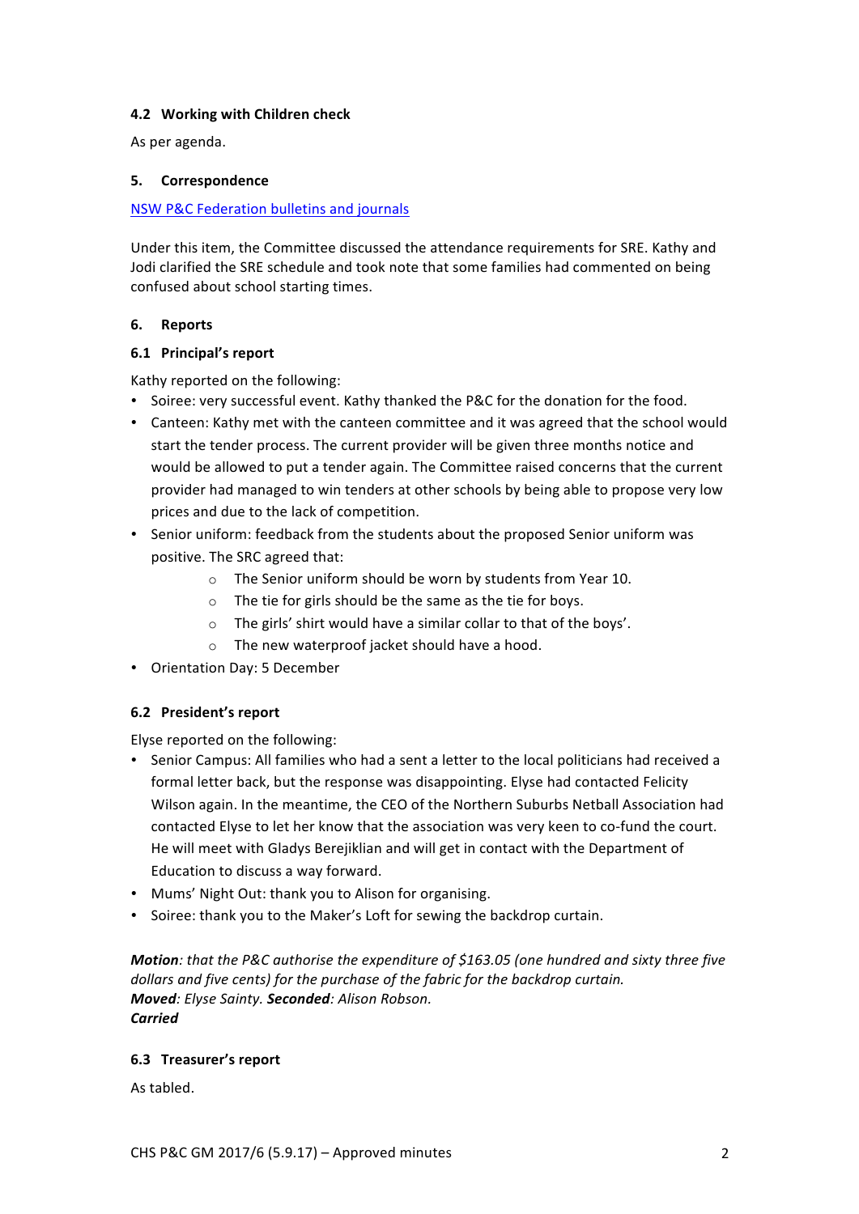### 4.2 Working with Children check

As per agenda.

### 5. Correspondence

[NSW P&C Federation bulletins and journals]

Under this item, the Committee discussed the attendance requirements for SRE. Kathy and Jodi clarified the SRE schedule and took note that some families had commented on being confused about school starting times.

### 6. Reports

### 6.1 Principal's report

Kathy reported on the following:

- Soiree: very successful event. Kathy thanked the P&C for the donation for the food.
- Canteen: Kathy met with the canteen committee and it was agreed that the school would start the tender process. The current provider will be given three months notice and would be allowed to put a tender again. The Committee raised concerns that the current provider had managed to win tenders at other schools by being able to propose very low prices and due to the lack of competition.
- Senior uniform: feedback from the students about the proposed Senior uniform was positive. The SRC agreed that:
  - The Senior uniform should be worn by students from Year 10.
  - The tie for girls should be the same as the tie for boys.
  - The girls' shirt would have a similar collar to that of the boys'.
  - The new waterproof jacket should have a hood.
- Orientation Day: 5 December

### 6.2 President's report

Elyse reported on the following:

- Senior Campus: All families who had a sent a letter to the local politicians had received a formal letter back, but the response was disappointing. Elyse had contacted Felicity Wilson again. In the meantime, the CEO of the Northern Suburbs Netball Association had contacted Elyse to let her know that the association was very keen to co-fund the court. He will meet with Gladys Berejiklian and will get in contact with the Department of Education to discuss a way forward.
- Mums' Night Out: thank you to Alison for organising.
- Soiree: thank you to the Maker's Loft for sewing the backdrop curtain.

***Motion**: that the P&C authorise the expenditure of $163.05 (one hundred and sixty three five dollars and five cents) for the purchase of the fabric for the backdrop curtain.*
***Moved**: Elyse Sainty. **Seconded**: Alison Robson.*
***Carried***

### 6.3 Treasurer's report

As tabled.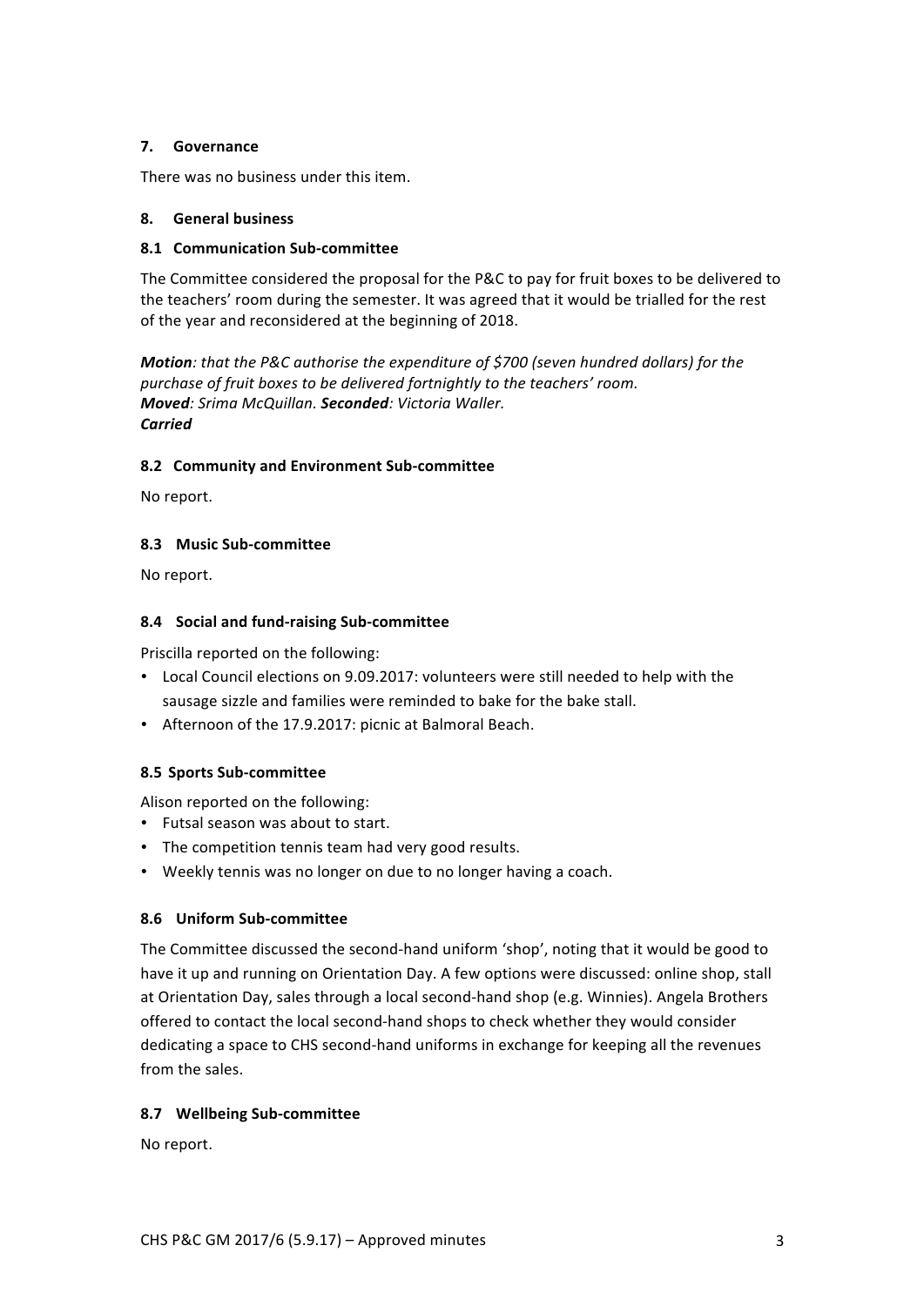## 7. Governance

There was no business under this item.

## 8. General business

### 8.1 Communication Sub-committee

The Committee considered the proposal for the P&C to pay for fruit boxes to be delivered to the teachers' room during the semester. It was agreed that it would be trialled for the rest of the year and reconsidered at the beginning of 2018.

***Motion****: that the P&C authorise the expenditure of $700 (seven hundred dollars) for the purchase of fruit boxes to be delivered fortnightly to the teachers' room.*
***Moved****: Srima McQuillan.* ***Seconded****: Victoria Waller.*
***Carried***

### 8.2 Community and Environment Sub-committee

No report.

### 8.3 Music Sub-committee

No report.

### 8.4 Social and fund-raising Sub-committee

Priscilla reported on the following:

- Local Council elections on 9.09.2017: volunteers were still needed to help with the sausage sizzle and families were reminded to bake for the bake stall.
- Afternoon of the 17.9.2017: picnic at Balmoral Beach.

### 8.5 Sports Sub-committee

Alison reported on the following:

- Futsal season was about to start.
- The competition tennis team had very good results.
- Weekly tennis was no longer on due to no longer having a coach.

### 8.6 Uniform Sub-committee

The Committee discussed the second-hand uniform 'shop', noting that it would be good to have it up and running on Orientation Day. A few options were discussed: online shop, stall at Orientation Day, sales through a local second-hand shop (e.g. Winnies). Angela Brothers offered to contact the local second-hand shops to check whether they would consider dedicating a space to CHS second-hand uniforms in exchange for keeping all the revenues from the sales.

### 8.7 Wellbeing Sub-committee

No report.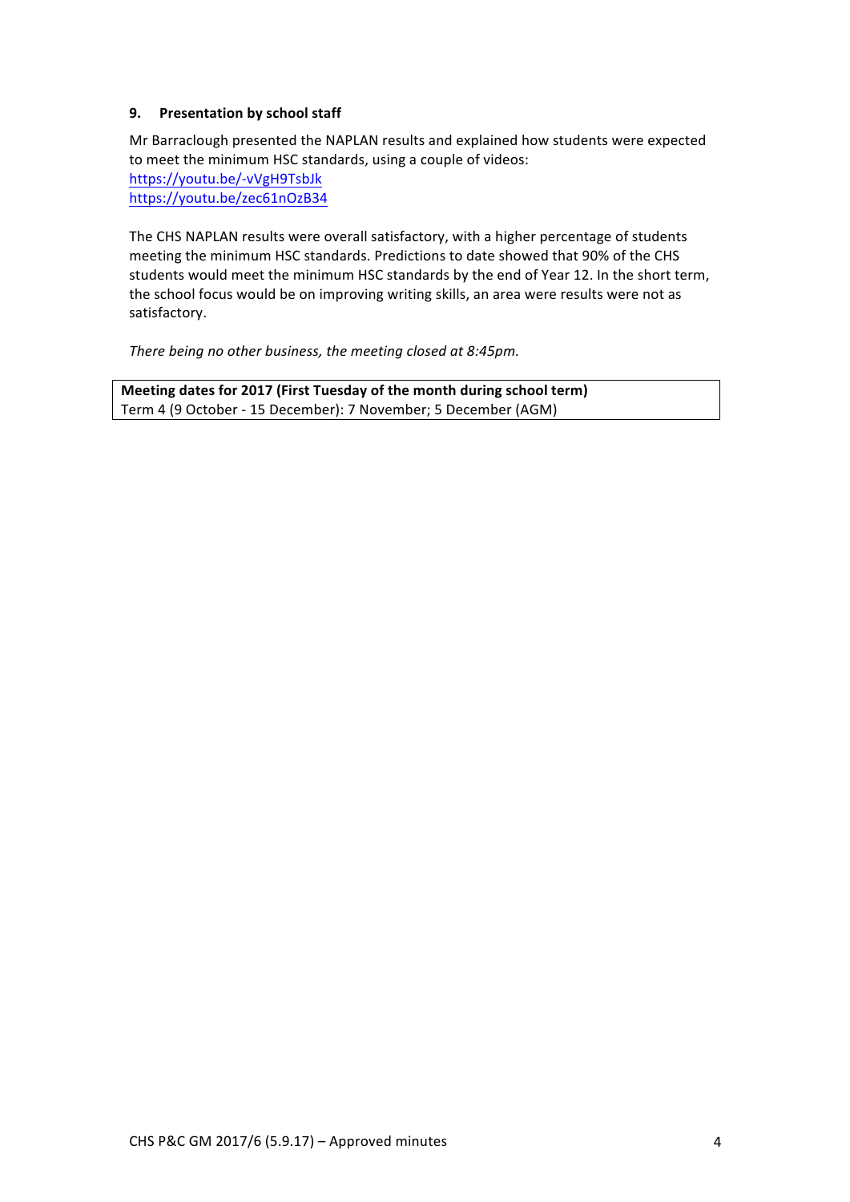### 9. Presentation by school staff

Mr Barraclough presented the NAPLAN results and explained how students were expected to meet the minimum HSC standards, using a couple of videos:
https://youtu.be/-vVgH9TsbJk
https://youtu.be/zec61nOzB34

The CHS NAPLAN results were overall satisfactory, with a higher percentage of students meeting the minimum HSC standards. Predictions to date showed that 90% of the CHS students would meet the minimum HSC standards by the end of Year 12. In the short term, the school focus would be on improving writing skills, an area were results were not as satisfactory.

*There being no other business, the meeting closed at 8:45pm.*

| **Meeting dates for 2017 (First Tuesday of the month during school term)** |
| --- |
| Term 4 (9 October - 15 December): 7 November; 5 December (AGM) |